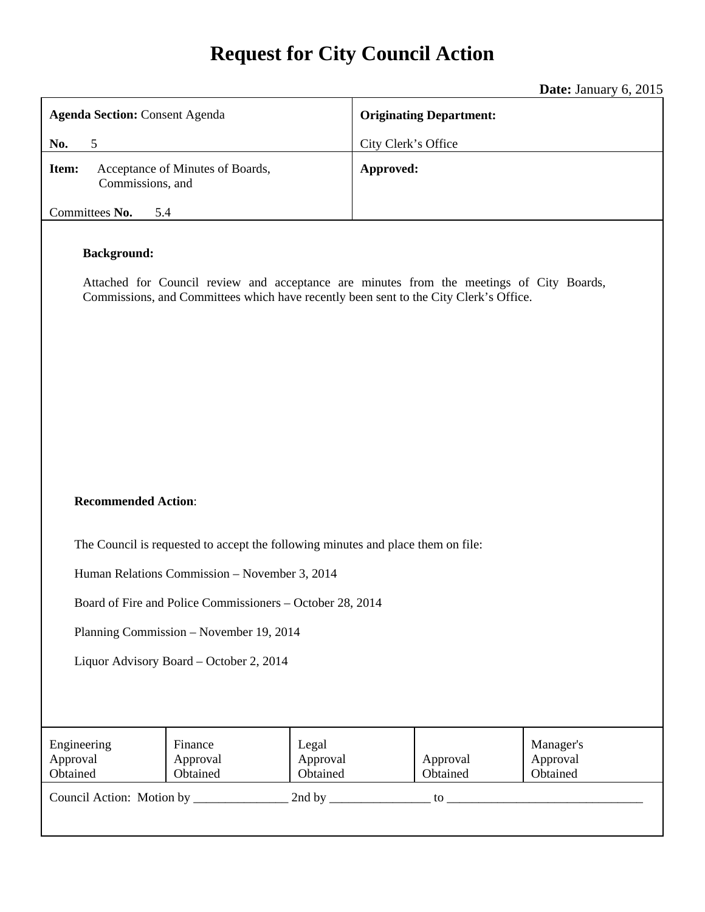# Request for City Council Action

**Date:** January 6, 2015

| **Agenda Section:** Consent Agenda<br><br>**No.** 5 | **Originating Department:**<br><br>City Clerk's Office |
|---|---|
| **Item:** Acceptance of Minutes of Boards, Commissions, and Committees **No.** 5.4 | **Approved:** |

**Background:**

Attached for Council review and acceptance are minutes from the meetings of City Boards, Commissions, and Committees which have recently been sent to the City Clerk's Office.

**Recommended Action**:

The Council is requested to accept the following minutes and place them on file:

Human Relations Commission – November 3, 2014

Board of Fire and Police Commissioners – October 28, 2014

Planning Commission – November 19, 2014

Liquor Advisory Board – October 2, 2014

| Engineering Approval Obtained | Finance Approval Obtained | Legal Approval Obtained | Approval Obtained | Manager's Approval Obtained |
|---|---|---|---|---|

Council Action: Motion by _______________ 2nd by ________________ to ________________________________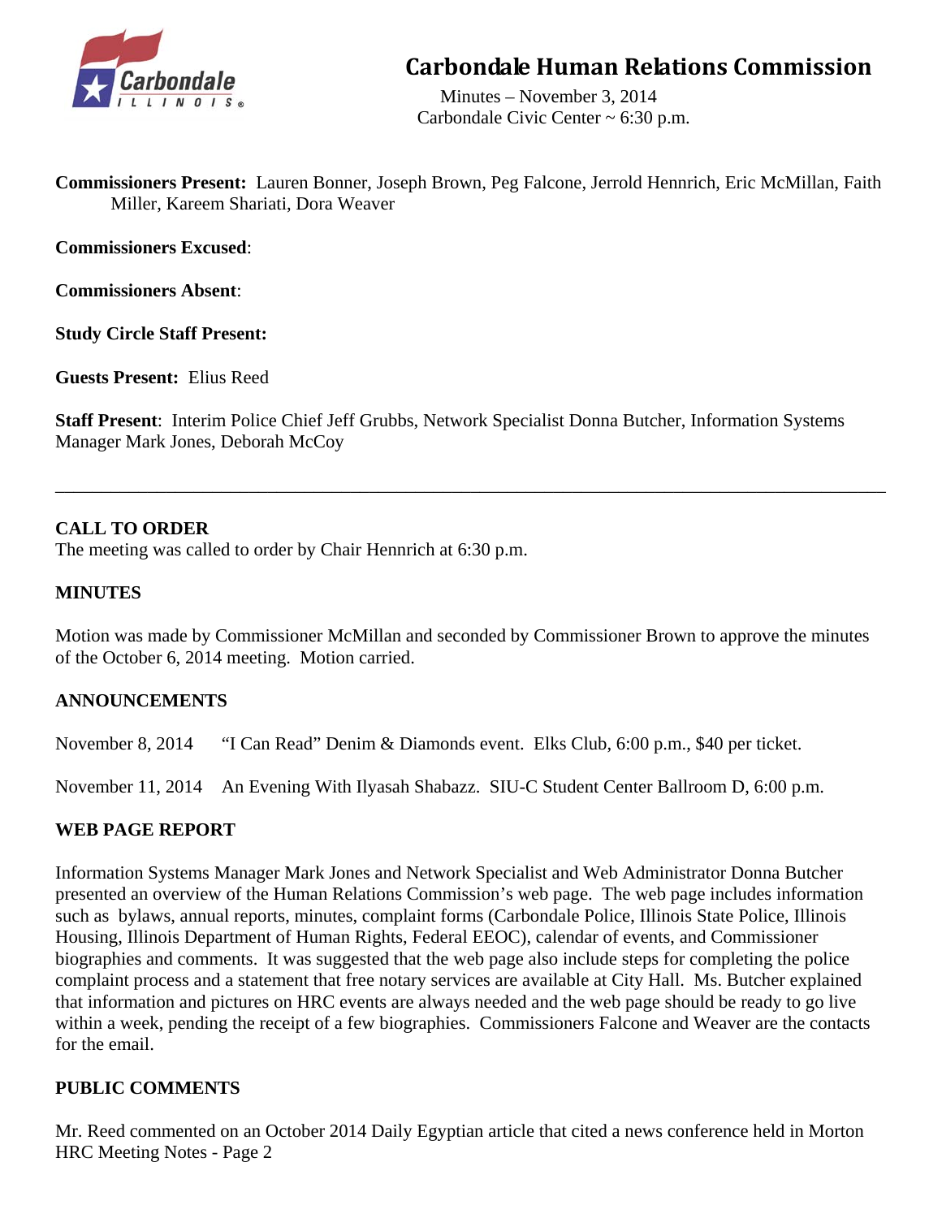# Carbondale Human Relations Commission

Minutes – November 3, 2014
Carbondale Civic Center ~ 6:30 p.m.

**Commissioners Present:** Lauren Bonner, Joseph Brown, Peg Falcone, Jerrold Hennrich, Eric McMillan, Faith Miller, Kareem Shariati, Dora Weaver

**Commissioners Excused**:

**Commissioners Absent**:

**Study Circle Staff Present:**

**Guests Present:** Elius Reed

**Staff Present**: Interim Police Chief Jeff Grubbs, Network Specialist Donna Butcher, Information Systems Manager Mark Jones, Deborah McCoy

---

**CALL TO ORDER**

The meeting was called to order by Chair Hennrich at 6:30 p.m.

**MINUTES**

Motion was made by Commissioner McMillan and seconded by Commissioner Brown to approve the minutes of the October 6, 2014 meeting. Motion carried.

**ANNOUNCEMENTS**

November 8, 2014 "I Can Read" Denim & Diamonds event. Elks Club, 6:00 p.m., $40 per ticket.

November 11, 2014 An Evening With Ilyasah Shabazz. SIU-C Student Center Ballroom D, 6:00 p.m.

**WEB PAGE REPORT**

Information Systems Manager Mark Jones and Network Specialist and Web Administrator Donna Butcher presented an overview of the Human Relations Commission's web page. The web page includes information such as bylaws, annual reports, minutes, complaint forms (Carbondale Police, Illinois State Police, Illinois Housing, Illinois Department of Human Rights, Federal EEOC), calendar of events, and Commissioner biographies and comments. It was suggested that the web page also include steps for completing the police complaint process and a statement that free notary services are available at City Hall. Ms. Butcher explained that information and pictures on HRC events are always needed and the web page should be ready to go live within a week, pending the receipt of a few biographies. Commissioners Falcone and Weaver are the contacts for the email.

**PUBLIC COMMENTS**

Mr. Reed commented on an October 2014 Daily Egyptian article that cited a news conference held in Morton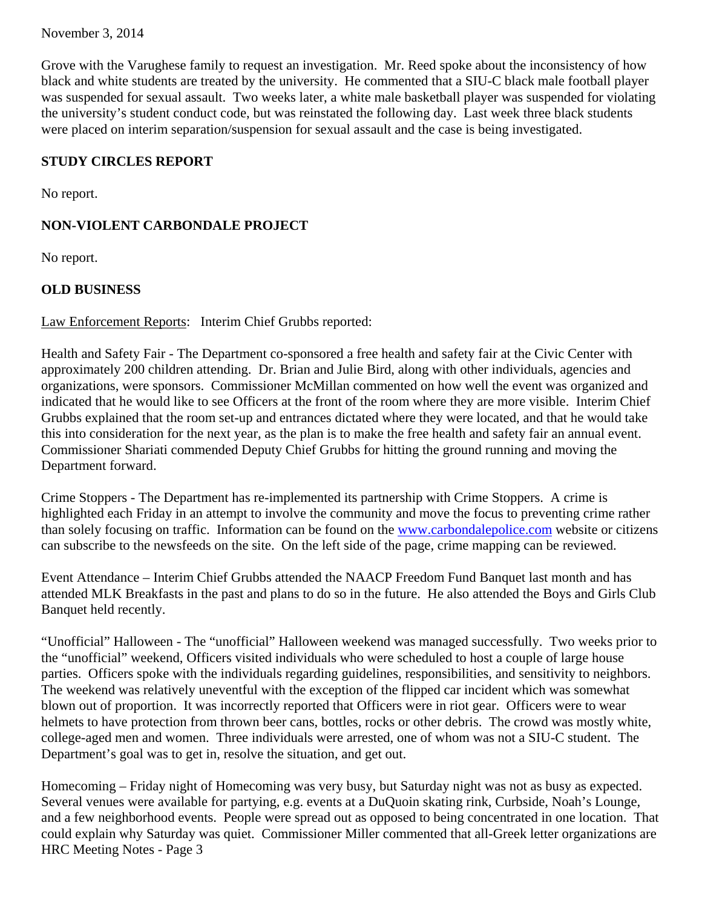November 3, 2014

Grove with the Varughese family to request an investigation. Mr. Reed spoke about the inconsistency of how black and white students are treated by the university. He commented that a SIU-C black male football player was suspended for sexual assault. Two weeks later, a white male basketball player was suspended for violating the university's student conduct code, but was reinstated the following day. Last week three black students were placed on interim separation/suspension for sexual assault and the case is being investigated.

**STUDY CIRCLES REPORT**

No report.

**NON-VIOLENT CARBONDALE PROJECT**

No report.

**OLD BUSINESS**

Law Enforcement Reports: Interim Chief Grubbs reported:

Health and Safety Fair - The Department co-sponsored a free health and safety fair at the Civic Center with approximately 200 children attending. Dr. Brian and Julie Bird, along with other individuals, agencies and organizations, were sponsors. Commissioner McMillan commented on how well the event was organized and indicated that he would like to see Officers at the front of the room where they are more visible. Interim Chief Grubbs explained that the room set-up and entrances dictated where they were located, and that he would take this into consideration for the next year, as the plan is to make the free health and safety fair an annual event. Commissioner Shariati commended Deputy Chief Grubbs for hitting the ground running and moving the Department forward.

Crime Stoppers - The Department has re-implemented its partnership with Crime Stoppers. A crime is highlighted each Friday in an attempt to involve the community and move the focus to preventing crime rather than solely focusing on traffic. Information can be found on the www.carbondalepolice.com website or citizens can subscribe to the newsfeeds on the site. On the left side of the page, crime mapping can be reviewed.

Event Attendance – Interim Chief Grubbs attended the NAACP Freedom Fund Banquet last month and has attended MLK Breakfasts in the past and plans to do so in the future. He also attended the Boys and Girls Club Banquet held recently.

"Unofficial" Halloween - The "unofficial" Halloween weekend was managed successfully. Two weeks prior to the "unofficial" weekend, Officers visited individuals who were scheduled to host a couple of large house parties. Officers spoke with the individuals regarding guidelines, responsibilities, and sensitivity to neighbors. The weekend was relatively uneventful with the exception of the flipped car incident which was somewhat blown out of proportion. It was incorrectly reported that Officers were in riot gear. Officers were to wear helmets to have protection from thrown beer cans, bottles, rocks or other debris. The crowd was mostly white, college-aged men and women. Three individuals were arrested, one of whom was not a SIU-C student. The Department's goal was to get in, resolve the situation, and get out.

Homecoming – Friday night of Homecoming was very busy, but Saturday night was not as busy as expected. Several venues were available for partying, e.g. events at a DuQuoin skating rink, Curbside, Noah's Lounge, and a few neighborhood events. People were spread out as opposed to being concentrated in one location. That could explain why Saturday was quiet. Commissioner Miller commented that all-Greek letter organizations are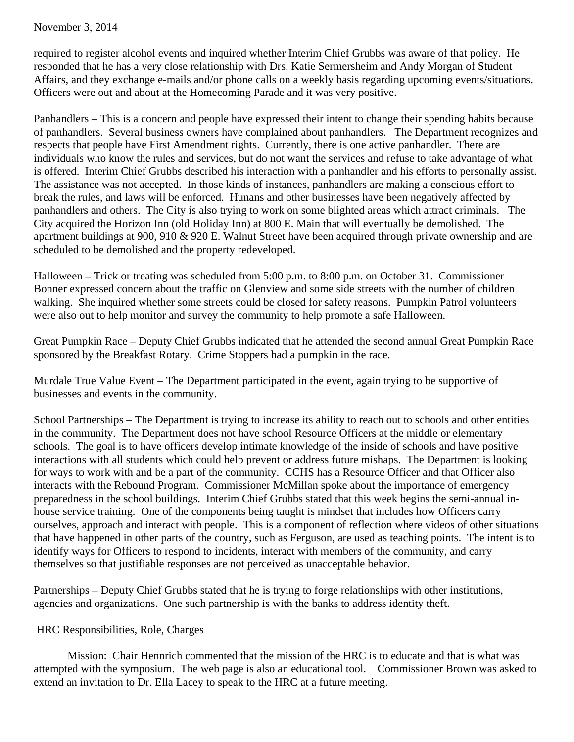required to register alcohol events and inquired whether Interim Chief Grubbs was aware of that policy. He responded that he has a very close relationship with Drs. Katie Sermersheim and Andy Morgan of Student Affairs, and they exchange e-mails and/or phone calls on a weekly basis regarding upcoming events/situations. Officers were out and about at the Homecoming Parade and it was very positive.

Panhandlers – This is a concern and people have expressed their intent to change their spending habits because of panhandlers. Several business owners have complained about panhandlers. The Department recognizes and respects that people have First Amendment rights. Currently, there is one active panhandler. There are individuals who know the rules and services, but do not want the services and refuse to take advantage of what is offered. Interim Chief Grubbs described his interaction with a panhandler and his efforts to personally assist. The assistance was not accepted. In those kinds of instances, panhandlers are making a conscious effort to break the rules, and laws will be enforced. Hunans and other businesses have been negatively affected by panhandlers and others. The City is also trying to work on some blighted areas which attract criminals. The City acquired the Horizon Inn (old Holiday Inn) at 800 E. Main that will eventually be demolished. The apartment buildings at 900, 910 & 920 E. Walnut Street have been acquired through private ownership and are scheduled to be demolished and the property redeveloped.

Halloween – Trick or treating was scheduled from 5:00 p.m. to 8:00 p.m. on October 31. Commissioner Bonner expressed concern about the traffic on Glenview and some side streets with the number of children walking. She inquired whether some streets could be closed for safety reasons. Pumpkin Patrol volunteers were also out to help monitor and survey the community to help promote a safe Halloween.

Great Pumpkin Race – Deputy Chief Grubbs indicated that he attended the second annual Great Pumpkin Race sponsored by the Breakfast Rotary. Crime Stoppers had a pumpkin in the race.

Murdale True Value Event – The Department participated in the event, again trying to be supportive of businesses and events in the community.

School Partnerships – The Department is trying to increase its ability to reach out to schools and other entities in the community. The Department does not have school Resource Officers at the middle or elementary schools. The goal is to have officers develop intimate knowledge of the inside of schools and have positive interactions with all students which could help prevent or address future mishaps. The Department is looking for ways to work with and be a part of the community. CCHS has a Resource Officer and that Officer also interacts with the Rebound Program. Commissioner McMillan spoke about the importance of emergency preparedness in the school buildings. Interim Chief Grubbs stated that this week begins the semi-annual in-house service training. One of the components being taught is mindset that includes how Officers carry ourselves, approach and interact with people. This is a component of reflection where videos of other situations that have happened in other parts of the country, such as Ferguson, are used as teaching points. The intent is to identify ways for Officers to respond to incidents, interact with members of the community, and carry themselves so that justifiable responses are not perceived as unacceptable behavior.

Partnerships – Deputy Chief Grubbs stated that he is trying to forge relationships with other institutions, agencies and organizations. One such partnership is with the banks to address identity theft.

<u>HRC Responsibilities, Role, Charges</u>

<u>Mission</u>: Chair Hennrich commented that the mission of the HRC is to educate and that is what was attempted with the symposium. The web page is also an educational tool. Commissioner Brown was asked to extend an invitation to Dr. Ella Lacey to speak to the HRC at a future meeting.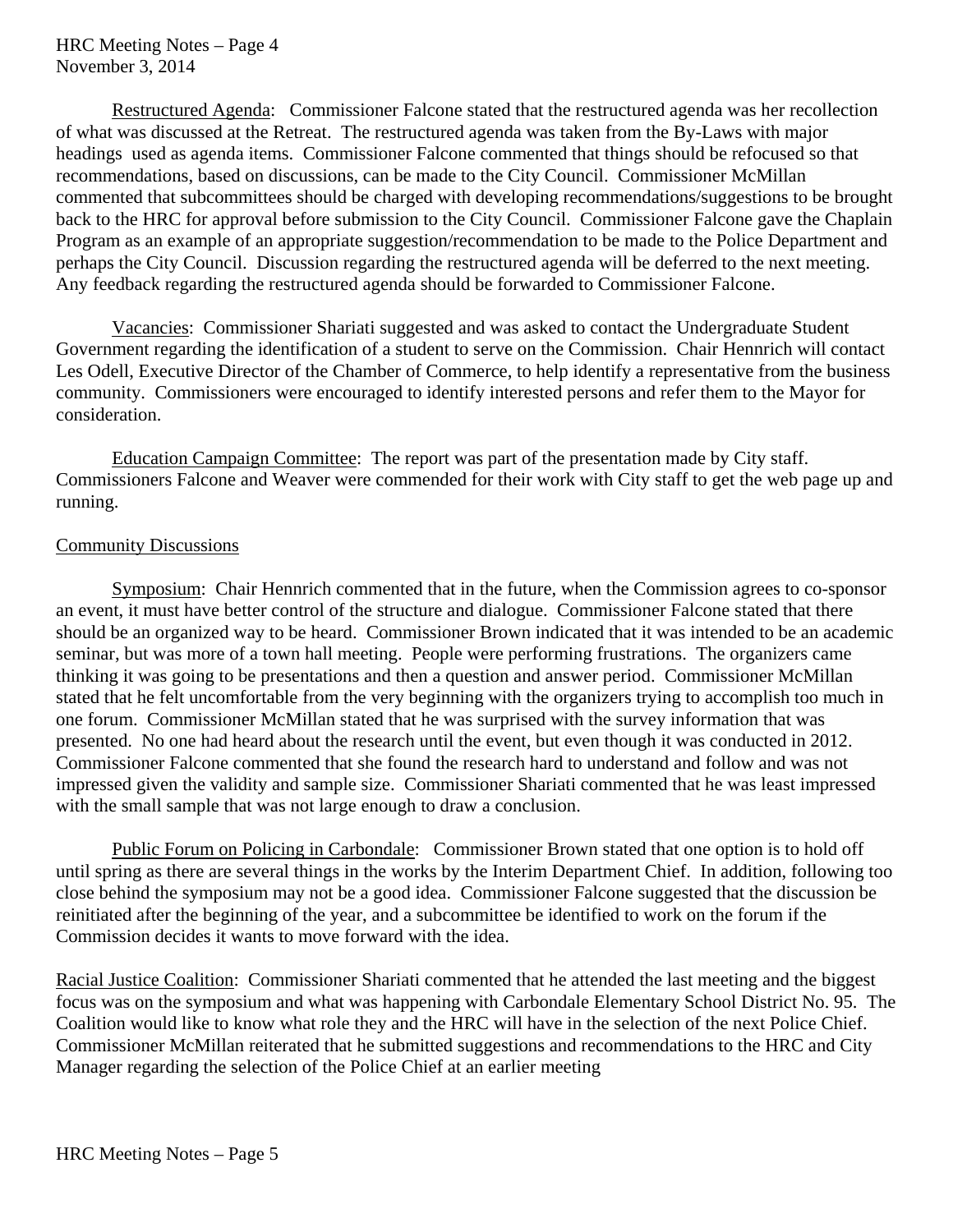Restructured Agenda: Commissioner Falcone stated that the restructured agenda was her recollection of what was discussed at the Retreat. The restructured agenda was taken from the By-Laws with major headings used as agenda items. Commissioner Falcone commented that things should be refocused so that recommendations, based on discussions, can be made to the City Council. Commissioner McMillan commented that subcommittees should be charged with developing recommendations/suggestions to be brought back to the HRC for approval before submission to the City Council. Commissioner Falcone gave the Chaplain Program as an example of an appropriate suggestion/recommendation to be made to the Police Department and perhaps the City Council. Discussion regarding the restructured agenda will be deferred to the next meeting. Any feedback regarding the restructured agenda should be forwarded to Commissioner Falcone.

Vacancies: Commissioner Shariati suggested and was asked to contact the Undergraduate Student Government regarding the identification of a student to serve on the Commission. Chair Hennrich will contact Les Odell, Executive Director of the Chamber of Commerce, to help identify a representative from the business community. Commissioners were encouraged to identify interested persons and refer them to the Mayor for consideration.

Education Campaign Committee: The report was part of the presentation made by City staff. Commissioners Falcone and Weaver were commended for their work with City staff to get the web page up and running.

Community Discussions

Symposium: Chair Hennrich commented that in the future, when the Commission agrees to co-sponsor an event, it must have better control of the structure and dialogue. Commissioner Falcone stated that there should be an organized way to be heard. Commissioner Brown indicated that it was intended to be an academic seminar, but was more of a town hall meeting. People were performing frustrations. The organizers came thinking it was going to be presentations and then a question and answer period. Commissioner McMillan stated that he felt uncomfortable from the very beginning with the organizers trying to accomplish too much in one forum. Commissioner McMillan stated that he was surprised with the survey information that was presented. No one had heard about the research until the event, but even though it was conducted in 2012. Commissioner Falcone commented that she found the research hard to understand and follow and was not impressed given the validity and sample size. Commissioner Shariati commented that he was least impressed with the small sample that was not large enough to draw a conclusion.

Public Forum on Policing in Carbondale: Commissioner Brown stated that one option is to hold off until spring as there are several things in the works by the Interim Department Chief. In addition, following too close behind the symposium may not be a good idea. Commissioner Falcone suggested that the discussion be reinitiated after the beginning of the year, and a subcommittee be identified to work on the forum if the Commission decides it wants to move forward with the idea.

Racial Justice Coalition: Commissioner Shariati commented that he attended the last meeting and the biggest focus was on the symposium and what was happening with Carbondale Elementary School District No. 95. The Coalition would like to know what role they and the HRC will have in the selection of the next Police Chief. Commissioner McMillan reiterated that he submitted suggestions and recommendations to the HRC and City Manager regarding the selection of the Police Chief at an earlier meeting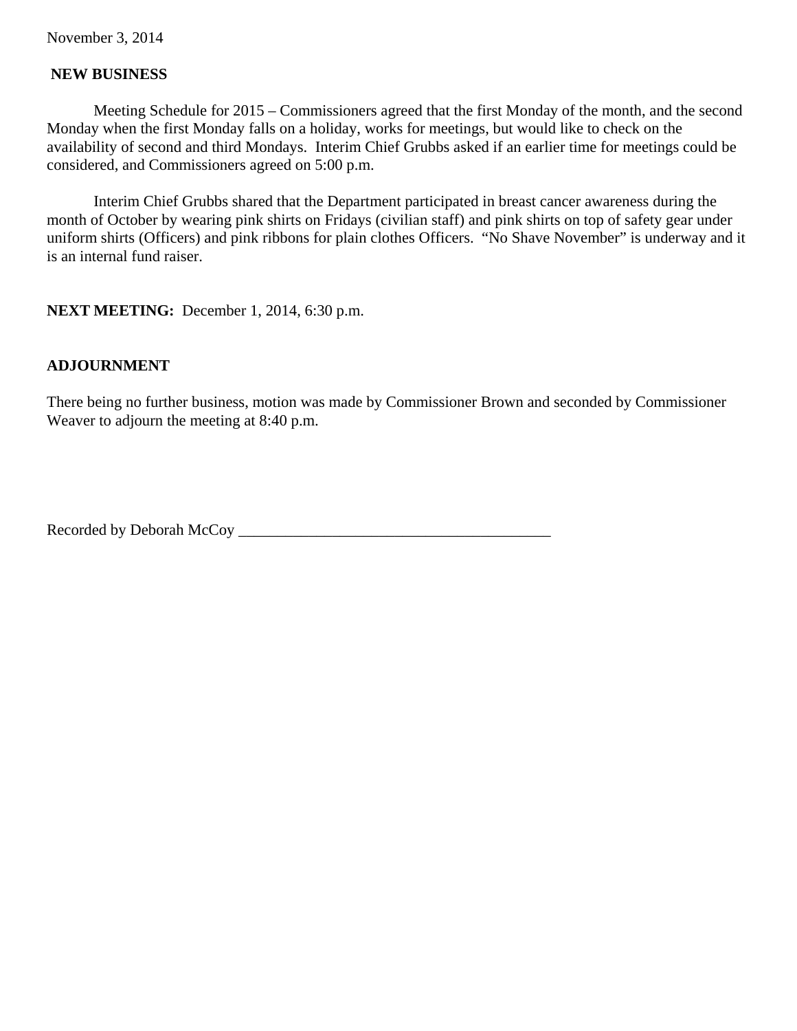November 3, 2014

**NEW BUSINESS**

Meeting Schedule for 2015 – Commissioners agreed that the first Monday of the month, and the second Monday when the first Monday falls on a holiday, works for meetings, but would like to check on the availability of second and third Mondays. Interim Chief Grubbs asked if an earlier time for meetings could be considered, and Commissioners agreed on 5:00 p.m.

Interim Chief Grubbs shared that the Department participated in breast cancer awareness during the month of October by wearing pink shirts on Fridays (civilian staff) and pink shirts on top of safety gear under uniform shirts (Officers) and pink ribbons for plain clothes Officers. "No Shave November" is underway and it is an internal fund raiser.

**NEXT MEETING:** December 1, 2014, 6:30 p.m.

**ADJOURNMENT**

There being no further business, motion was made by Commissioner Brown and seconded by Commissioner Weaver to adjourn the meeting at 8:40 p.m.

Recorded by Deborah McCoy ________________________________________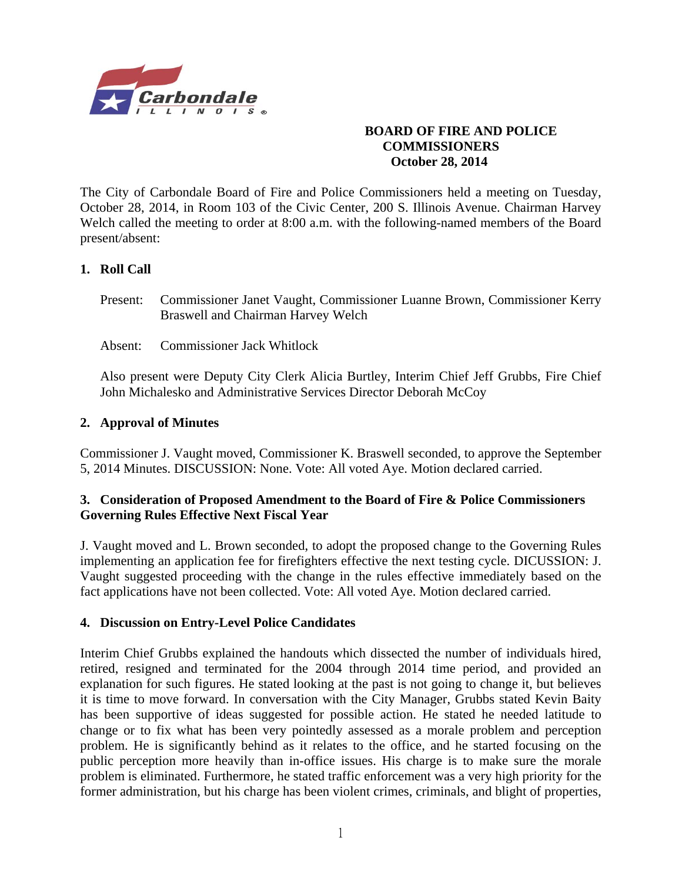**BOARD OF FIRE AND POLICE COMMISSIONERS**
**October 28, 2014**

The City of Carbondale Board of Fire and Police Commissioners held a meeting on Tuesday, October 28, 2014, in Room 103 of the Civic Center, 200 S. Illinois Avenue. Chairman Harvey Welch called the meeting to order at 8:00 a.m. with the following-named members of the Board present/absent:

## 1. Roll Call

Present: Commissioner Janet Vaught, Commissioner Luanne Brown, Commissioner Kerry Braswell and Chairman Harvey Welch

Absent: Commissioner Jack Whitlock

Also present were Deputy City Clerk Alicia Burtley, Interim Chief Jeff Grubbs, Fire Chief John Michalesko and Administrative Services Director Deborah McCoy

## 2. Approval of Minutes

Commissioner J. Vaught moved, Commissioner K. Braswell seconded, to approve the September 5, 2014 Minutes. DISCUSSION: None. Vote: All voted Aye. Motion declared carried.

## 3. Consideration of Proposed Amendment to the Board of Fire & Police Commissioners Governing Rules Effective Next Fiscal Year

J. Vaught moved and L. Brown seconded, to adopt the proposed change to the Governing Rules implementing an application fee for firefighters effective the next testing cycle. DICUSSION: J. Vaught suggested proceeding with the change in the rules effective immediately based on the fact applications have not been collected. Vote: All voted Aye. Motion declared carried.

## 4. Discussion on Entry-Level Police Candidates

Interim Chief Grubbs explained the handouts which dissected the number of individuals hired, retired, resigned and terminated for the 2004 through 2014 time period, and provided an explanation for such figures. He stated looking at the past is not going to change it, but believes it is time to move forward. In conversation with the City Manager, Grubbs stated Kevin Baity has been supportive of ideas suggested for possible action. He stated he needed latitude to change or to fix what has been very pointedly assessed as a morale problem and perception problem. He is significantly behind as it relates to the office, and he started focusing on the public perception more heavily than in-office issues. His charge is to make sure the morale problem is eliminated. Furthermore, he stated traffic enforcement was a very high priority for the former administration, but his charge has been violent crimes, criminals, and blight of properties,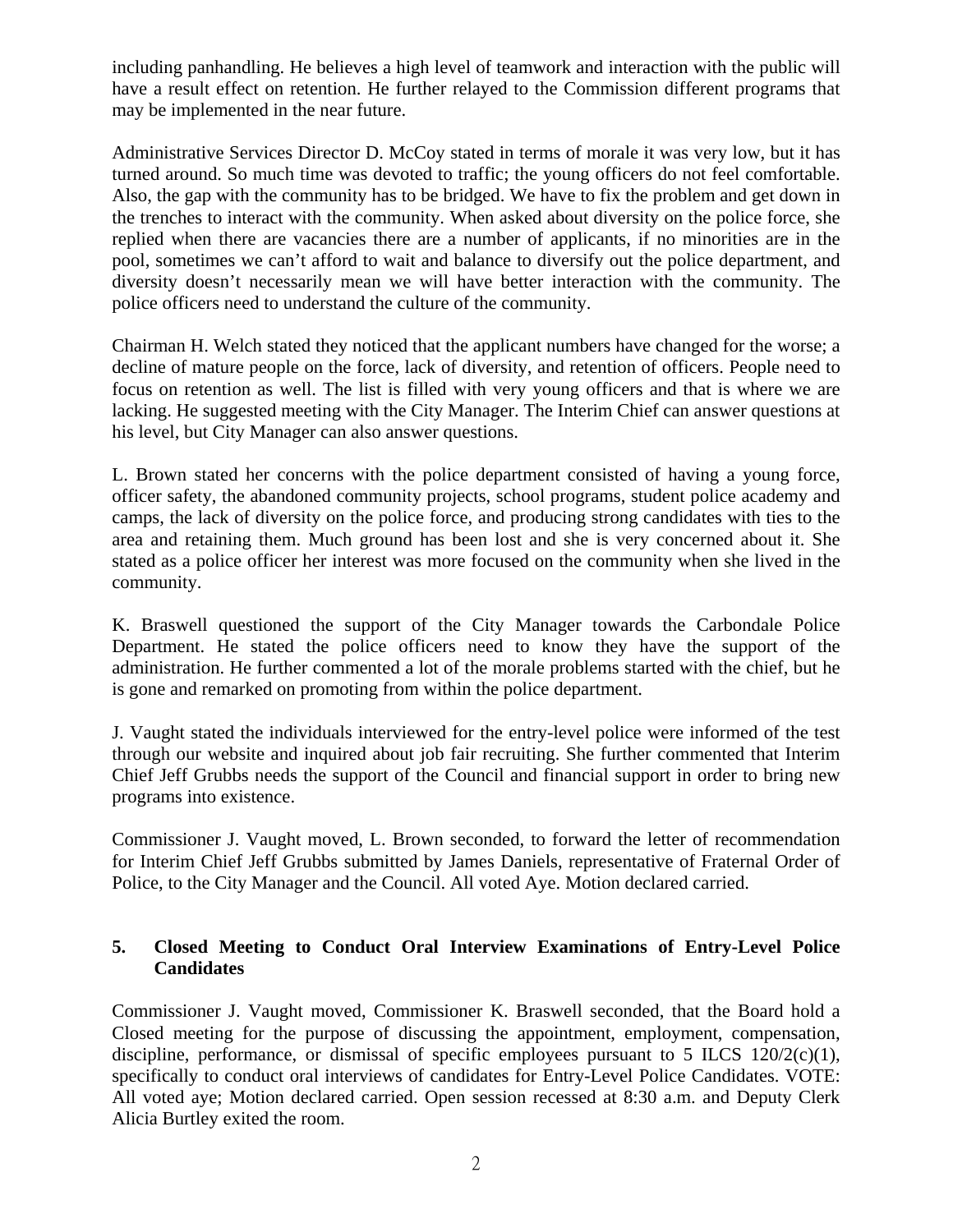including panhandling. He believes a high level of teamwork and interaction with the public will have a result effect on retention. He further relayed to the Commission different programs that may be implemented in the near future.

Administrative Services Director D. McCoy stated in terms of morale it was very low, but it has turned around. So much time was devoted to traffic; the young officers do not feel comfortable. Also, the gap with the community has to be bridged. We have to fix the problem and get down in the trenches to interact with the community. When asked about diversity on the police force, she replied when there are vacancies there are a number of applicants, if no minorities are in the pool, sometimes we can't afford to wait and balance to diversify out the police department, and diversity doesn't necessarily mean we will have better interaction with the community. The police officers need to understand the culture of the community.

Chairman H. Welch stated they noticed that the applicant numbers have changed for the worse; a decline of mature people on the force, lack of diversity, and retention of officers. People need to focus on retention as well. The list is filled with very young officers and that is where we are lacking. He suggested meeting with the City Manager. The Interim Chief can answer questions at his level, but City Manager can also answer questions.

L. Brown stated her concerns with the police department consisted of having a young force, officer safety, the abandoned community projects, school programs, student police academy and camps, the lack of diversity on the police force, and producing strong candidates with ties to the area and retaining them. Much ground has been lost and she is very concerned about it. She stated as a police officer her interest was more focused on the community when she lived in the community.

K. Braswell questioned the support of the City Manager towards the Carbondale Police Department. He stated the police officers need to know they have the support of the administration. He further commented a lot of the morale problems started with the chief, but he is gone and remarked on promoting from within the police department.

J. Vaught stated the individuals interviewed for the entry-level police were informed of the test through our website and inquired about job fair recruiting. She further commented that Interim Chief Jeff Grubbs needs the support of the Council and financial support in order to bring new programs into existence.

Commissioner J. Vaught moved, L. Brown seconded, to forward the letter of recommendation for Interim Chief Jeff Grubbs submitted by James Daniels, representative of Fraternal Order of Police, to the City Manager and the Council. All voted Aye. Motion declared carried.

**5. Closed Meeting to Conduct Oral Interview Examinations of Entry-Level Police Candidates**

Commissioner J. Vaught moved, Commissioner K. Braswell seconded, that the Board hold a Closed meeting for the purpose of discussing the appointment, employment, compensation, discipline, performance, or dismissal of specific employees pursuant to 5 ILCS 120/2(c)(1), specifically to conduct oral interviews of candidates for Entry-Level Police Candidates. VOTE: All voted aye; Motion declared carried. Open session recessed at 8:30 a.m. and Deputy Clerk Alicia Burtley exited the room.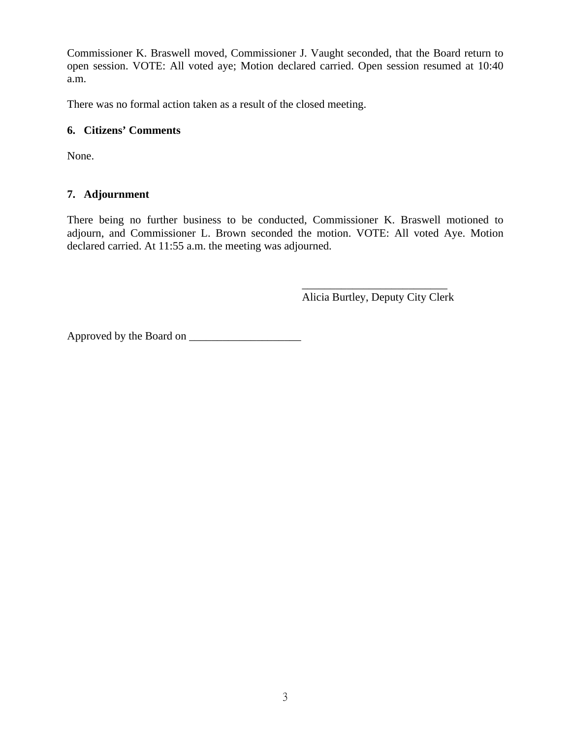Commissioner K. Braswell moved, Commissioner J. Vaught seconded, that the Board return to open session. VOTE: All voted aye; Motion declared carried. Open session resumed at 10:40 a.m.

There was no formal action taken as a result of the closed meeting.

**6. Citizens' Comments**

None.

**7. Adjournment**

There being no further business to be conducted, Commissioner K. Braswell motioned to adjourn, and Commissioner L. Brown seconded the motion. VOTE: All voted Aye. Motion declared carried. At 11:55 a.m. the meeting was adjourned.

\_\_\_\_\_\_\_\_\_\_\_\_\_\_\_\_\_\_\_\_\_\_\_\_\_\_
Alicia Burtley, Deputy City Clerk

Approved by the Board on \_\_\_\_\_\_\_\_\_\_\_\_\_\_\_\_\_\_\_\_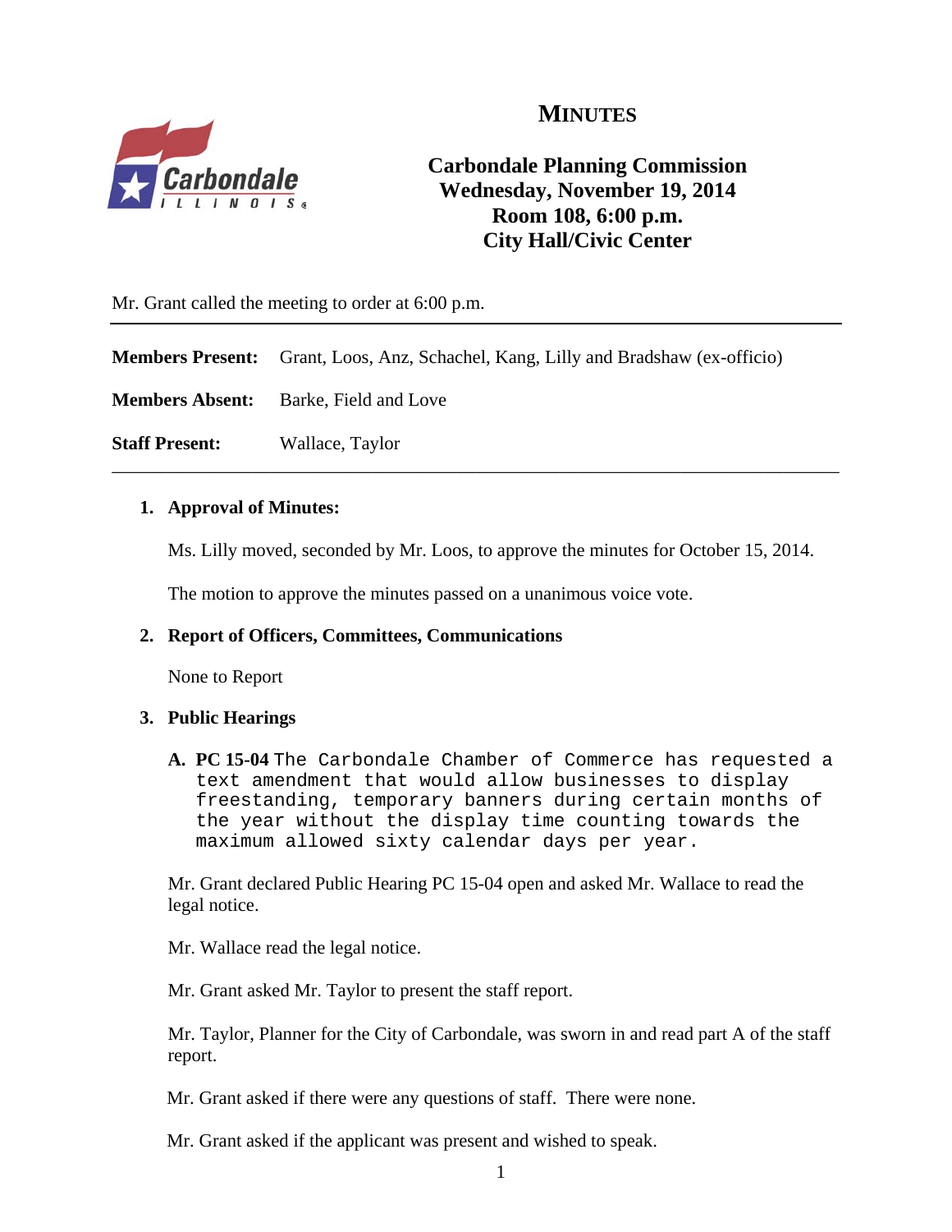# MINUTES

**Carbondale Planning Commission**
**Wednesday, November 19, 2014**
**Room 108, 6:00 p.m.**
**City Hall/Civic Center**

Mr. Grant called the meeting to order at 6:00 p.m.

---

**Members Present:** Grant, Loos, Anz, Schachel, Kang, Lilly and Bradshaw (ex-officio)

**Members Absent:** Barke, Field and Love

**Staff Present:** Wallace, Taylor

---

1. **Approval of Minutes:**

   Ms. Lilly moved, seconded by Mr. Loos, to approve the minutes for October 15, 2014.

   The motion to approve the minutes passed on a unanimous voice vote.

2. **Report of Officers, Committees, Communications**

   None to Report

3. **Public Hearings**

   **A. PC 15-04** The Carbondale Chamber of Commerce has requested a text amendment that would allow businesses to display freestanding, temporary banners during certain months of the year without the display time counting towards the maximum allowed sixty calendar days per year.

   Mr. Grant declared Public Hearing PC 15-04 open and asked Mr. Wallace to read the legal notice.

   Mr. Wallace read the legal notice.

   Mr. Grant asked Mr. Taylor to present the staff report.

   Mr. Taylor, Planner for the City of Carbondale, was sworn in and read part A of the staff report.

   Mr. Grant asked if there were any questions of staff. There were none.

   Mr. Grant asked if the applicant was present and wished to speak.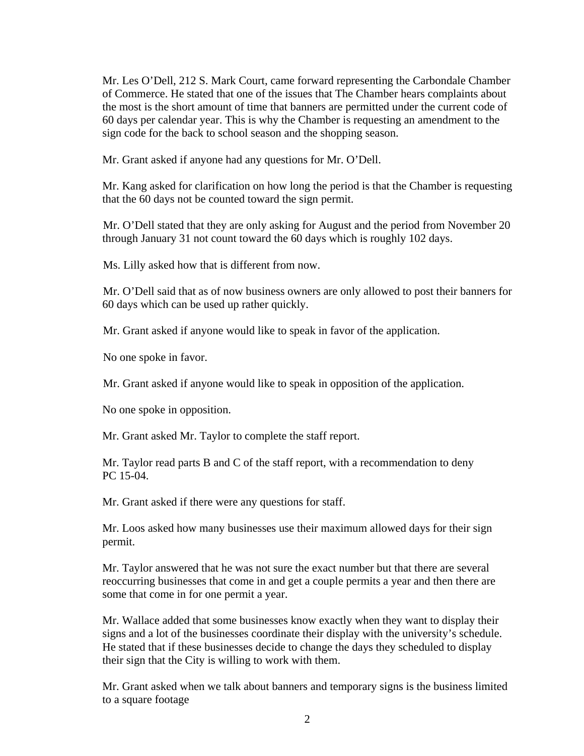Mr. Les O'Dell, 212 S. Mark Court, came forward representing the Carbondale Chamber of Commerce. He stated that one of the issues that The Chamber hears complaints about the most is the short amount of time that banners are permitted under the current code of 60 days per calendar year. This is why the Chamber is requesting an amendment to the sign code for the back to school season and the shopping season.

Mr. Grant asked if anyone had any questions for Mr. O'Dell.

Mr. Kang asked for clarification on how long the period is that the Chamber is requesting that the 60 days not be counted toward the sign permit.

Mr. O'Dell stated that they are only asking for August and the period from November 20 through January 31 not count toward the 60 days which is roughly 102 days.

Ms. Lilly asked how that is different from now.

Mr. O'Dell said that as of now business owners are only allowed to post their banners for 60 days which can be used up rather quickly.

Mr. Grant asked if anyone would like to speak in favor of the application.

No one spoke in favor.

Mr. Grant asked if anyone would like to speak in opposition of the application.

No one spoke in opposition.

Mr. Grant asked Mr. Taylor to complete the staff report.

Mr. Taylor read parts B and C of the staff report, with a recommendation to deny PC 15-04.

Mr. Grant asked if there were any questions for staff.

Mr. Loos asked how many businesses use their maximum allowed days for their sign permit.

Mr. Taylor answered that he was not sure the exact number but that there are several reoccurring businesses that come in and get a couple permits a year and then there are some that come in for one permit a year.

Mr. Wallace added that some businesses know exactly when they want to display their signs and a lot of the businesses coordinate their display with the university's schedule. He stated that if these businesses decide to change the days they scheduled to display their sign that the City is willing to work with them.

Mr. Grant asked when we talk about banners and temporary signs is the business limited to a square footage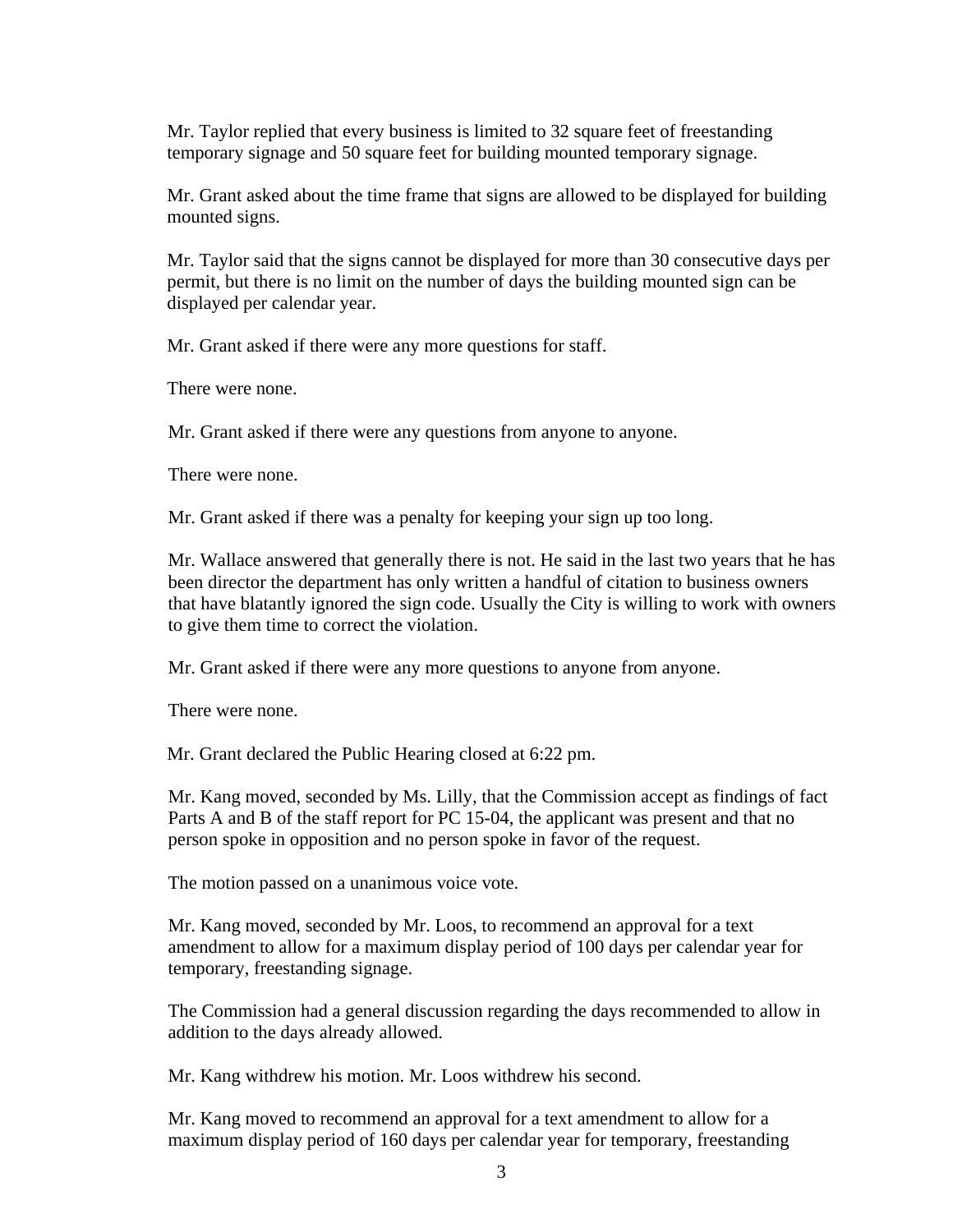Mr. Taylor replied that every business is limited to 32 square feet of freestanding temporary signage and 50 square feet for building mounted temporary signage.

Mr. Grant asked about the time frame that signs are allowed to be displayed for building mounted signs.

Mr. Taylor said that the signs cannot be displayed for more than 30 consecutive days per permit, but there is no limit on the number of days the building mounted sign can be displayed per calendar year.

Mr. Grant asked if there were any more questions for staff.

There were none.

Mr. Grant asked if there were any questions from anyone to anyone.

There were none.

Mr. Grant asked if there was a penalty for keeping your sign up too long.

Mr. Wallace answered that generally there is not. He said in the last two years that he has been director the department has only written a handful of citation to business owners that have blatantly ignored the sign code. Usually the City is willing to work with owners to give them time to correct the violation.

Mr. Grant asked if there were any more questions to anyone from anyone.

There were none.

Mr. Grant declared the Public Hearing closed at 6:22 pm.

Mr. Kang moved, seconded by Ms. Lilly, that the Commission accept as findings of fact Parts A and B of the staff report for PC 15-04, the applicant was present and that no person spoke in opposition and no person spoke in favor of the request.

The motion passed on a unanimous voice vote.

Mr. Kang moved, seconded by Mr. Loos, to recommend an approval for a text amendment to allow for a maximum display period of 100 days per calendar year for temporary, freestanding signage.

The Commission had a general discussion regarding the days recommended to allow in addition to the days already allowed.

Mr. Kang withdrew his motion. Mr. Loos withdrew his second.

Mr. Kang moved to recommend an approval for a text amendment to allow for a maximum display period of 160 days per calendar year for temporary, freestanding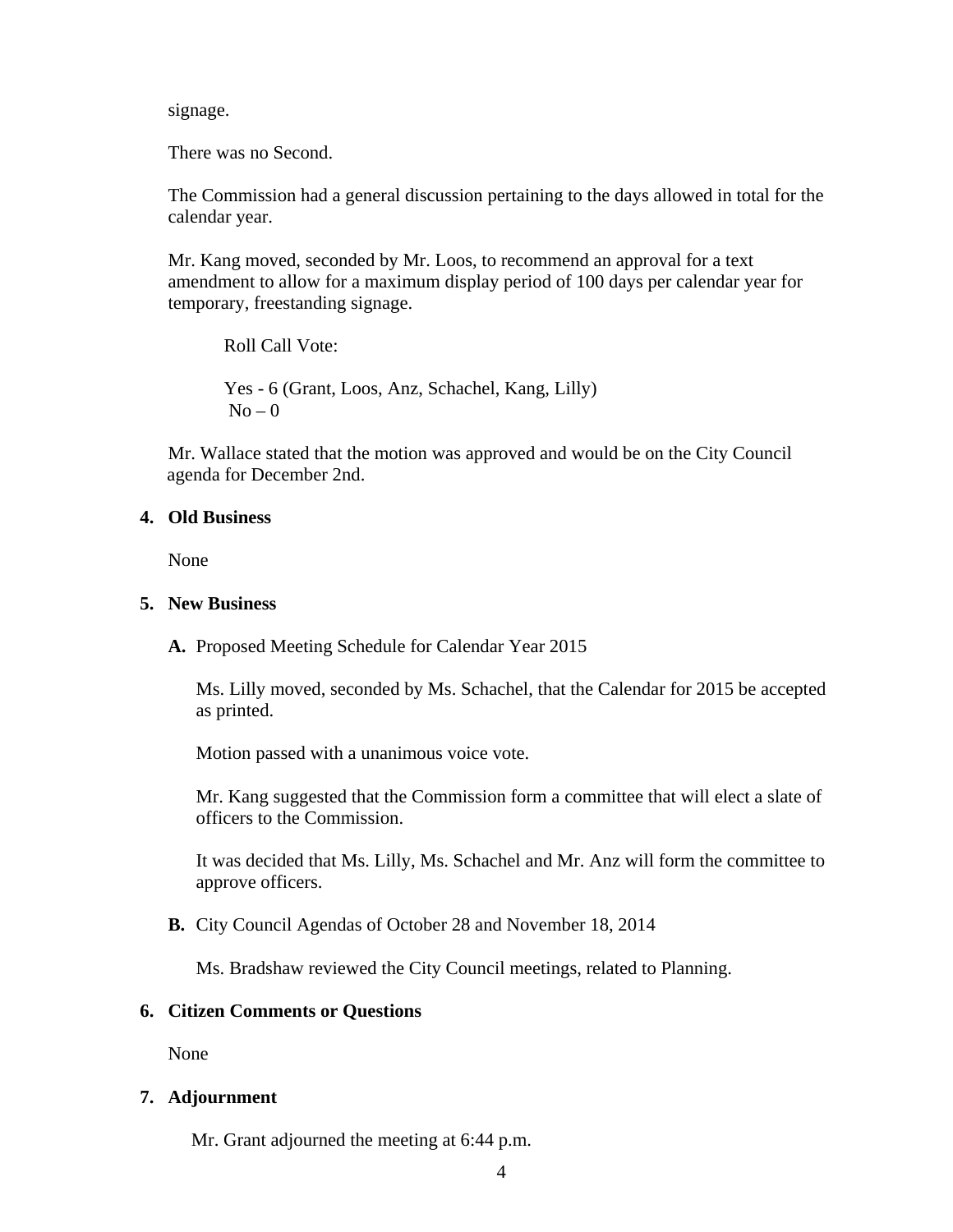signage.

There was no Second.

The Commission had a general discussion pertaining to the days allowed in total for the calendar year.

Mr. Kang moved, seconded by Mr. Loos, to recommend an approval for a text amendment to allow for a maximum display period of 100 days per calendar year for temporary, freestanding signage.

Roll Call Vote:

Yes - 6 (Grant, Loos, Anz, Schachel, Kang, Lilly)
No – 0

Mr. Wallace stated that the motion was approved and would be on the City Council agenda for December 2nd.

**4. Old Business**

None

**5. New Business**

**A.** Proposed Meeting Schedule for Calendar Year 2015

Ms. Lilly moved, seconded by Ms. Schachel, that the Calendar for 2015 be accepted as printed.

Motion passed with a unanimous voice vote.

Mr. Kang suggested that the Commission form a committee that will elect a slate of officers to the Commission.

It was decided that Ms. Lilly, Ms. Schachel and Mr. Anz will form the committee to approve officers.

**B.** City Council Agendas of October 28 and November 18, 2014

Ms. Bradshaw reviewed the City Council meetings, related to Planning.

**6. Citizen Comments or Questions**

None

**7. Adjournment**

Mr. Grant adjourned the meeting at 6:44 p.m.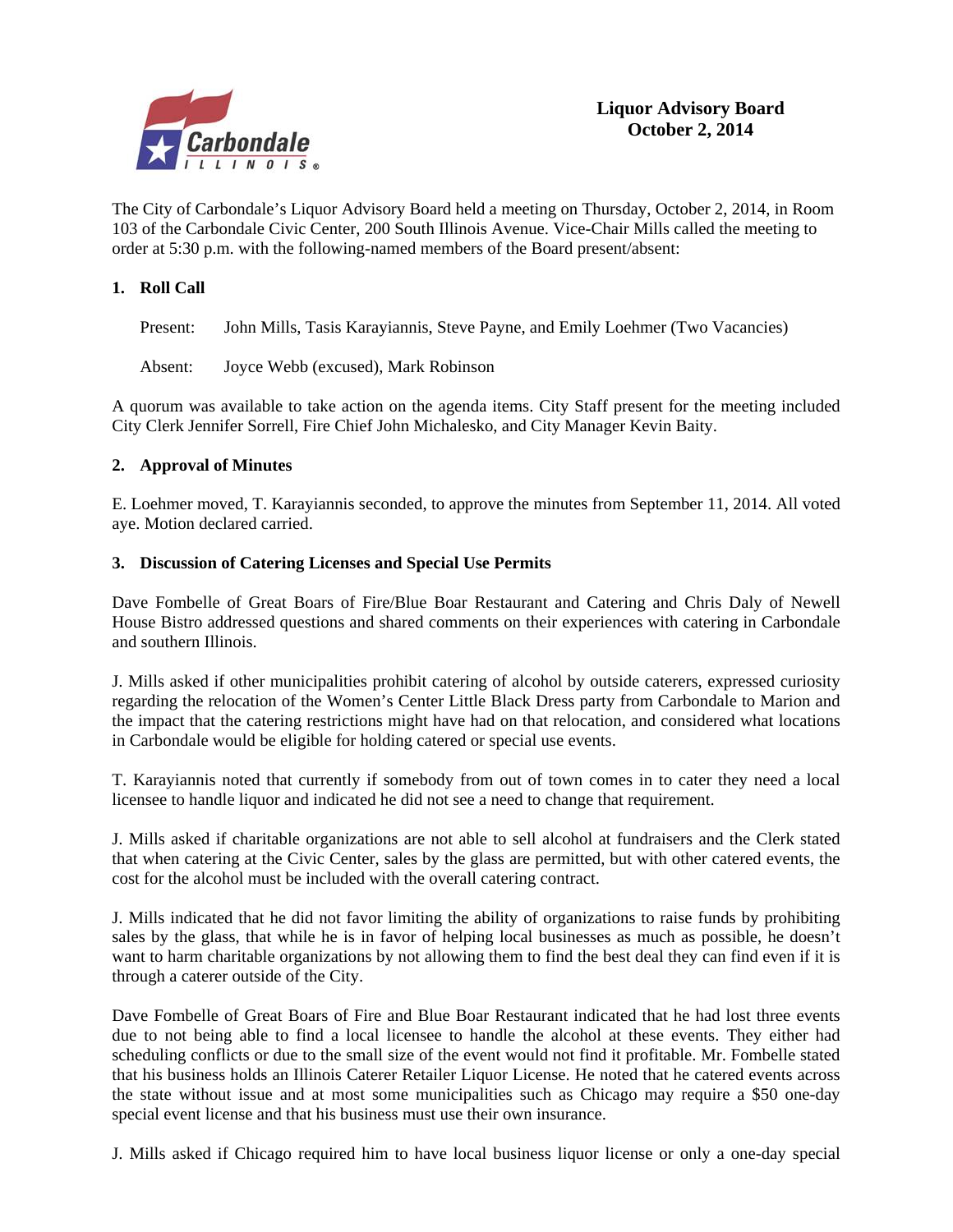**Liquor Advisory Board**
**October 2, 2014**

The City of Carbondale's Liquor Advisory Board held a meeting on Thursday, October 2, 2014, in Room 103 of the Carbondale Civic Center, 200 South Illinois Avenue. Vice-Chair Mills called the meeting to order at 5:30 p.m. with the following-named members of the Board present/absent:

## 1. Roll Call

Present: John Mills, Tasis Karayiannis, Steve Payne, and Emily Loehmer (Two Vacancies)

Absent: Joyce Webb (excused), Mark Robinson

A quorum was available to take action on the agenda items. City Staff present for the meeting included City Clerk Jennifer Sorrell, Fire Chief John Michalesko, and City Manager Kevin Baity.

## 2. Approval of Minutes

E. Loehmer moved, T. Karayiannis seconded, to approve the minutes from September 11, 2014. All voted aye. Motion declared carried.

## 3. Discussion of Catering Licenses and Special Use Permits

Dave Fombelle of Great Boars of Fire/Blue Boar Restaurant and Catering and Chris Daly of Newell House Bistro addressed questions and shared comments on their experiences with catering in Carbondale and southern Illinois.

J. Mills asked if other municipalities prohibit catering of alcohol by outside caterers, expressed curiosity regarding the relocation of the Women's Center Little Black Dress party from Carbondale to Marion and the impact that the catering restrictions might have had on that relocation, and considered what locations in Carbondale would be eligible for holding catered or special use events.

T. Karayiannis noted that currently if somebody from out of town comes in to cater they need a local licensee to handle liquor and indicated he did not see a need to change that requirement.

J. Mills asked if charitable organizations are not able to sell alcohol at fundraisers and the Clerk stated that when catering at the Civic Center, sales by the glass are permitted, but with other catered events, the cost for the alcohol must be included with the overall catering contract.

J. Mills indicated that he did not favor limiting the ability of organizations to raise funds by prohibiting sales by the glass, that while he is in favor of helping local businesses as much as possible, he doesn't want to harm charitable organizations by not allowing them to find the best deal they can find even if it is through a caterer outside of the City.

Dave Fombelle of Great Boars of Fire and Blue Boar Restaurant indicated that he had lost three events due to not being able to find a local licensee to handle the alcohol at these events. They either had scheduling conflicts or due to the small size of the event would not find it profitable. Mr. Fombelle stated that his business holds an Illinois Caterer Retailer Liquor License. He noted that he catered events across the state without issue and at most some municipalities such as Chicago may require a $50 one-day special event license and that his business must use their own insurance.

J. Mills asked if Chicago required him to have local business liquor license or only a one-day special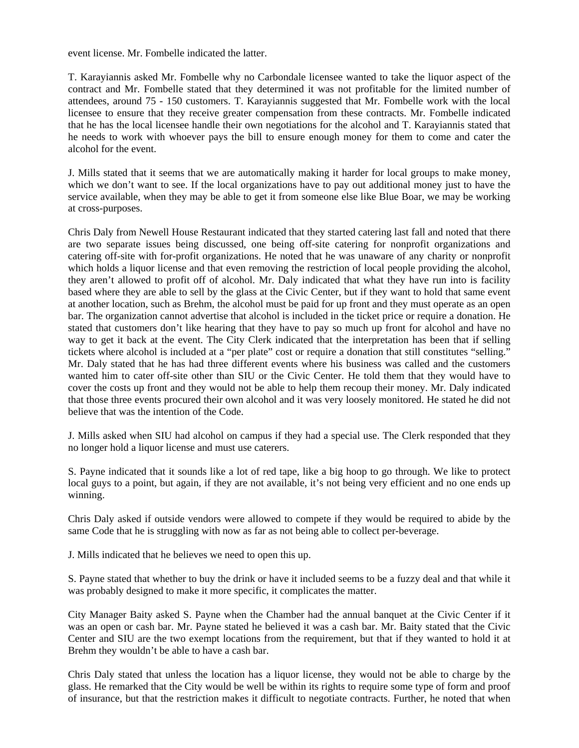event license. Mr. Fombelle indicated the latter.

T. Karayiannis asked Mr. Fombelle why no Carbondale licensee wanted to take the liquor aspect of the contract and Mr. Fombelle stated that they determined it was not profitable for the limited number of attendees, around 75 - 150 customers. T. Karayiannis suggested that Mr. Fombelle work with the local licensee to ensure that they receive greater compensation from these contracts. Mr. Fombelle indicated that he has the local licensee handle their own negotiations for the alcohol and T. Karayiannis stated that he needs to work with whoever pays the bill to ensure enough money for them to come and cater the alcohol for the event.

J. Mills stated that it seems that we are automatically making it harder for local groups to make money, which we don't want to see. If the local organizations have to pay out additional money just to have the service available, when they may be able to get it from someone else like Blue Boar, we may be working at cross-purposes.

Chris Daly from Newell House Restaurant indicated that they started catering last fall and noted that there are two separate issues being discussed, one being off-site catering for nonprofit organizations and catering off-site with for-profit organizations. He noted that he was unaware of any charity or nonprofit which holds a liquor license and that even removing the restriction of local people providing the alcohol, they aren't allowed to profit off of alcohol. Mr. Daly indicated that what they have run into is facility based where they are able to sell by the glass at the Civic Center, but if they want to hold that same event at another location, such as Brehm, the alcohol must be paid for up front and they must operate as an open bar. The organization cannot advertise that alcohol is included in the ticket price or require a donation. He stated that customers don't like hearing that they have to pay so much up front for alcohol and have no way to get it back at the event. The City Clerk indicated that the interpretation has been that if selling tickets where alcohol is included at a "per plate" cost or require a donation that still constitutes "selling." Mr. Daly stated that he has had three different events where his business was called and the customers wanted him to cater off-site other than SIU or the Civic Center. He told them that they would have to cover the costs up front and they would not be able to help them recoup their money. Mr. Daly indicated that those three events procured their own alcohol and it was very loosely monitored. He stated he did not believe that was the intention of the Code.

J. Mills asked when SIU had alcohol on campus if they had a special use. The Clerk responded that they no longer hold a liquor license and must use caterers.

S. Payne indicated that it sounds like a lot of red tape, like a big hoop to go through. We like to protect local guys to a point, but again, if they are not available, it's not being very efficient and no one ends up winning.

Chris Daly asked if outside vendors were allowed to compete if they would be required to abide by the same Code that he is struggling with now as far as not being able to collect per-beverage.

J. Mills indicated that he believes we need to open this up.

S. Payne stated that whether to buy the drink or have it included seems to be a fuzzy deal and that while it was probably designed to make it more specific, it complicates the matter.

City Manager Baity asked S. Payne when the Chamber had the annual banquet at the Civic Center if it was an open or cash bar. Mr. Payne stated he believed it was a cash bar. Mr. Baity stated that the Civic Center and SIU are the two exempt locations from the requirement, but that if they wanted to hold it at Brehm they wouldn't be able to have a cash bar.

Chris Daly stated that unless the location has a liquor license, they would not be able to charge by the glass. He remarked that the City would be well be within its rights to require some type of form and proof of insurance, but that the restriction makes it difficult to negotiate contracts. Further, he noted that when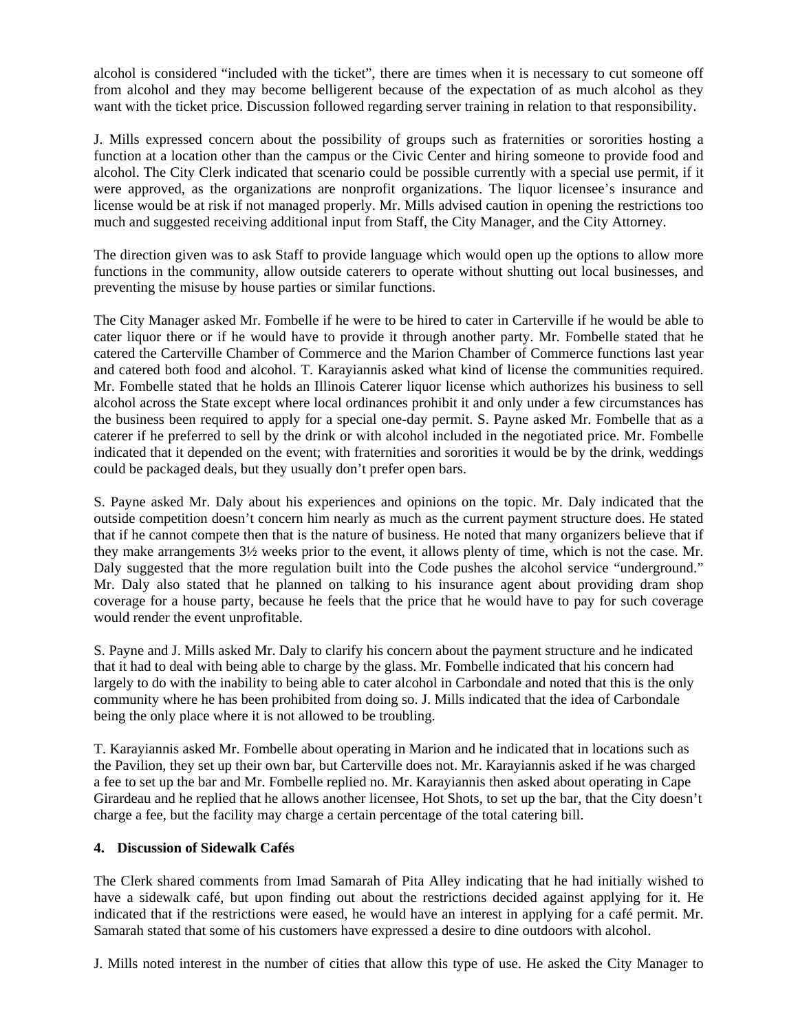alcohol is considered "included with the ticket", there are times when it is necessary to cut someone off from alcohol and they may become belligerent because of the expectation of as much alcohol as they want with the ticket price. Discussion followed regarding server training in relation to that responsibility.

J. Mills expressed concern about the possibility of groups such as fraternities or sororities hosting a function at a location other than the campus or the Civic Center and hiring someone to provide food and alcohol. The City Clerk indicated that scenario could be possible currently with a special use permit, if it were approved, as the organizations are nonprofit organizations. The liquor licensee's insurance and license would be at risk if not managed properly. Mr. Mills advised caution in opening the restrictions too much and suggested receiving additional input from Staff, the City Manager, and the City Attorney.

The direction given was to ask Staff to provide language which would open up the options to allow more functions in the community, allow outside caterers to operate without shutting out local businesses, and preventing the misuse by house parties or similar functions.

The City Manager asked Mr. Fombelle if he were to be hired to cater in Carterville if he would be able to cater liquor there or if he would have to provide it through another party. Mr. Fombelle stated that he catered the Carterville Chamber of Commerce and the Marion Chamber of Commerce functions last year and catered both food and alcohol. T. Karayiannis asked what kind of license the communities required. Mr. Fombelle stated that he holds an Illinois Caterer liquor license which authorizes his business to sell alcohol across the State except where local ordinances prohibit it and only under a few circumstances has the business been required to apply for a special one-day permit. S. Payne asked Mr. Fombelle that as a caterer if he preferred to sell by the drink or with alcohol included in the negotiated price. Mr. Fombelle indicated that it depended on the event; with fraternities and sororities it would be by the drink, weddings could be packaged deals, but they usually don't prefer open bars.

S. Payne asked Mr. Daly about his experiences and opinions on the topic. Mr. Daly indicated that the outside competition doesn't concern him nearly as much as the current payment structure does. He stated that if he cannot compete then that is the nature of business. He noted that many organizers believe that if they make arrangements 3½ weeks prior to the event, it allows plenty of time, which is not the case. Mr. Daly suggested that the more regulation built into the Code pushes the alcohol service "underground." Mr. Daly also stated that he planned on talking to his insurance agent about providing dram shop coverage for a house party, because he feels that the price that he would have to pay for such coverage would render the event unprofitable.

S. Payne and J. Mills asked Mr. Daly to clarify his concern about the payment structure and he indicated that it had to deal with being able to charge by the glass. Mr. Fombelle indicated that his concern had largely to do with the inability to being able to cater alcohol in Carbondale and noted that this is the only community where he has been prohibited from doing so. J. Mills indicated that the idea of Carbondale being the only place where it is not allowed to be troubling.

T. Karayiannis asked Mr. Fombelle about operating in Marion and he indicated that in locations such as the Pavilion, they set up their own bar, but Carterville does not. Mr. Karayiannis asked if he was charged a fee to set up the bar and Mr. Fombelle replied no. Mr. Karayiannis then asked about operating in Cape Girardeau and he replied that he allows another licensee, Hot Shots, to set up the bar, that the City doesn't charge a fee, but the facility may charge a certain percentage of the total catering bill.

**4. Discussion of Sidewalk Cafés**

The Clerk shared comments from Imad Samarah of Pita Alley indicating that he had initially wished to have a sidewalk café, but upon finding out about the restrictions decided against applying for it. He indicated that if the restrictions were eased, he would have an interest in applying for a café permit. Mr. Samarah stated that some of his customers have expressed a desire to dine outdoors with alcohol.

J. Mills noted interest in the number of cities that allow this type of use. He asked the City Manager to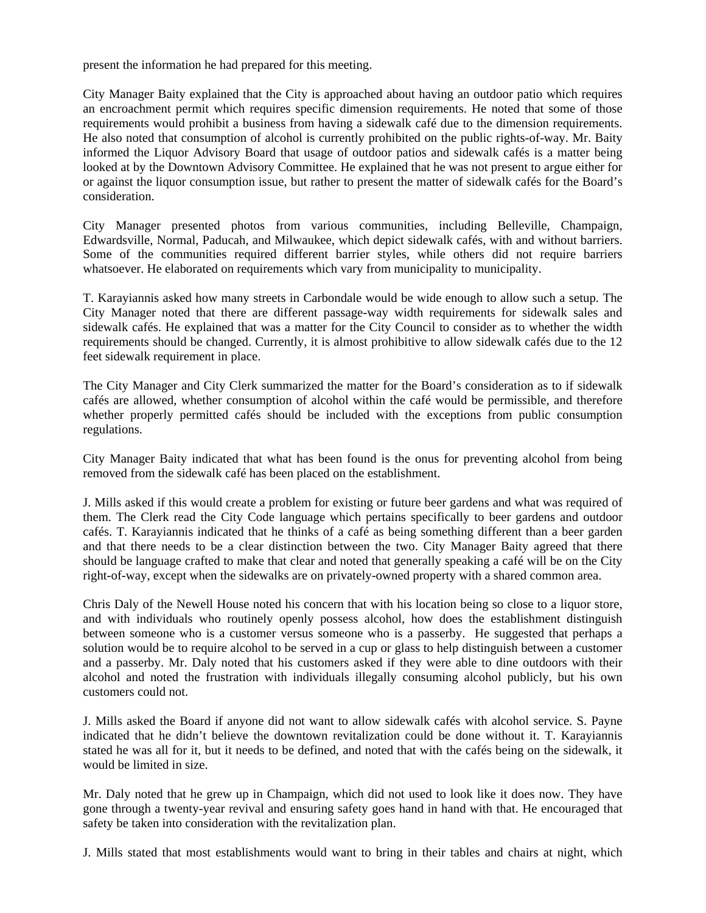present the information he had prepared for this meeting.

City Manager Baity explained that the City is approached about having an outdoor patio which requires an encroachment permit which requires specific dimension requirements. He noted that some of those requirements would prohibit a business from having a sidewalk café due to the dimension requirements. He also noted that consumption of alcohol is currently prohibited on the public rights-of-way. Mr. Baity informed the Liquor Advisory Board that usage of outdoor patios and sidewalk cafés is a matter being looked at by the Downtown Advisory Committee. He explained that he was not present to argue either for or against the liquor consumption issue, but rather to present the matter of sidewalk cafés for the Board's consideration.

City Manager presented photos from various communities, including Belleville, Champaign, Edwardsville, Normal, Paducah, and Milwaukee, which depict sidewalk cafés, with and without barriers. Some of the communities required different barrier styles, while others did not require barriers whatsoever. He elaborated on requirements which vary from municipality to municipality.

T. Karayiannis asked how many streets in Carbondale would be wide enough to allow such a setup. The City Manager noted that there are different passage-way width requirements for sidewalk sales and sidewalk cafés. He explained that was a matter for the City Council to consider as to whether the width requirements should be changed. Currently, it is almost prohibitive to allow sidewalk cafés due to the 12 feet sidewalk requirement in place.

The City Manager and City Clerk summarized the matter for the Board's consideration as to if sidewalk cafés are allowed, whether consumption of alcohol within the café would be permissible, and therefore whether properly permitted cafés should be included with the exceptions from public consumption regulations.

City Manager Baity indicated that what has been found is the onus for preventing alcohol from being removed from the sidewalk café has been placed on the establishment.

J. Mills asked if this would create a problem for existing or future beer gardens and what was required of them. The Clerk read the City Code language which pertains specifically to beer gardens and outdoor cafés. T. Karayiannis indicated that he thinks of a café as being something different than a beer garden and that there needs to be a clear distinction between the two. City Manager Baity agreed that there should be language crafted to make that clear and noted that generally speaking a café will be on the City right-of-way, except when the sidewalks are on privately-owned property with a shared common area.

Chris Daly of the Newell House noted his concern that with his location being so close to a liquor store, and with individuals who routinely openly possess alcohol, how does the establishment distinguish between someone who is a customer versus someone who is a passerby. He suggested that perhaps a solution would be to require alcohol to be served in a cup or glass to help distinguish between a customer and a passerby. Mr. Daly noted that his customers asked if they were able to dine outdoors with their alcohol and noted the frustration with individuals illegally consuming alcohol publicly, but his own customers could not.

J. Mills asked the Board if anyone did not want to allow sidewalk cafés with alcohol service. S. Payne indicated that he didn't believe the downtown revitalization could be done without it. T. Karayiannis stated he was all for it, but it needs to be defined, and noted that with the cafés being on the sidewalk, it would be limited in size.

Mr. Daly noted that he grew up in Champaign, which did not used to look like it does now. They have gone through a twenty-year revival and ensuring safety goes hand in hand with that. He encouraged that safety be taken into consideration with the revitalization plan.

J. Mills stated that most establishments would want to bring in their tables and chairs at night, which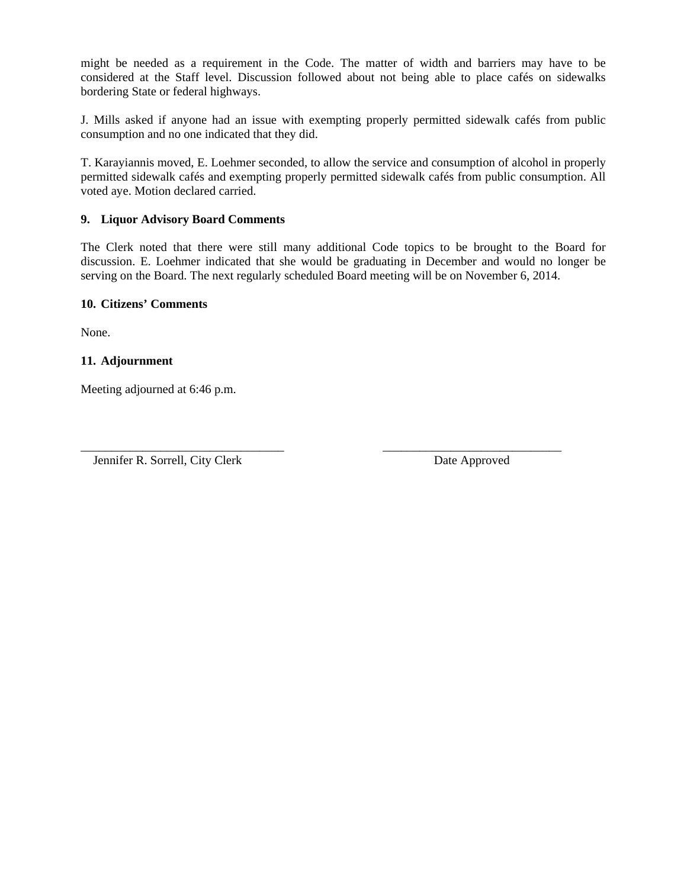might be needed as a requirement in the Code. The matter of width and barriers may have to be considered at the Staff level. Discussion followed about not being able to place cafés on sidewalks bordering State or federal highways.

J. Mills asked if anyone had an issue with exempting properly permitted sidewalk cafés from public consumption and no one indicated that they did.

T. Karayiannis moved, E. Loehmer seconded, to allow the service and consumption of alcohol in properly permitted sidewalk cafés and exempting properly permitted sidewalk cafés from public consumption. All voted aye. Motion declared carried.

**9. Liquor Advisory Board Comments**

The Clerk noted that there were still many additional Code topics to be brought to the Board for discussion. E. Loehmer indicated that she would be graduating in December and would no longer be serving on the Board. The next regularly scheduled Board meeting will be on November 6, 2014.

**10. Citizens' Comments**

None.

**11. Adjournment**

Meeting adjourned at 6:46 p.m.

_________________________________ Jennifer R. Sorrell, City Clerk

_____________________________ Date Approved